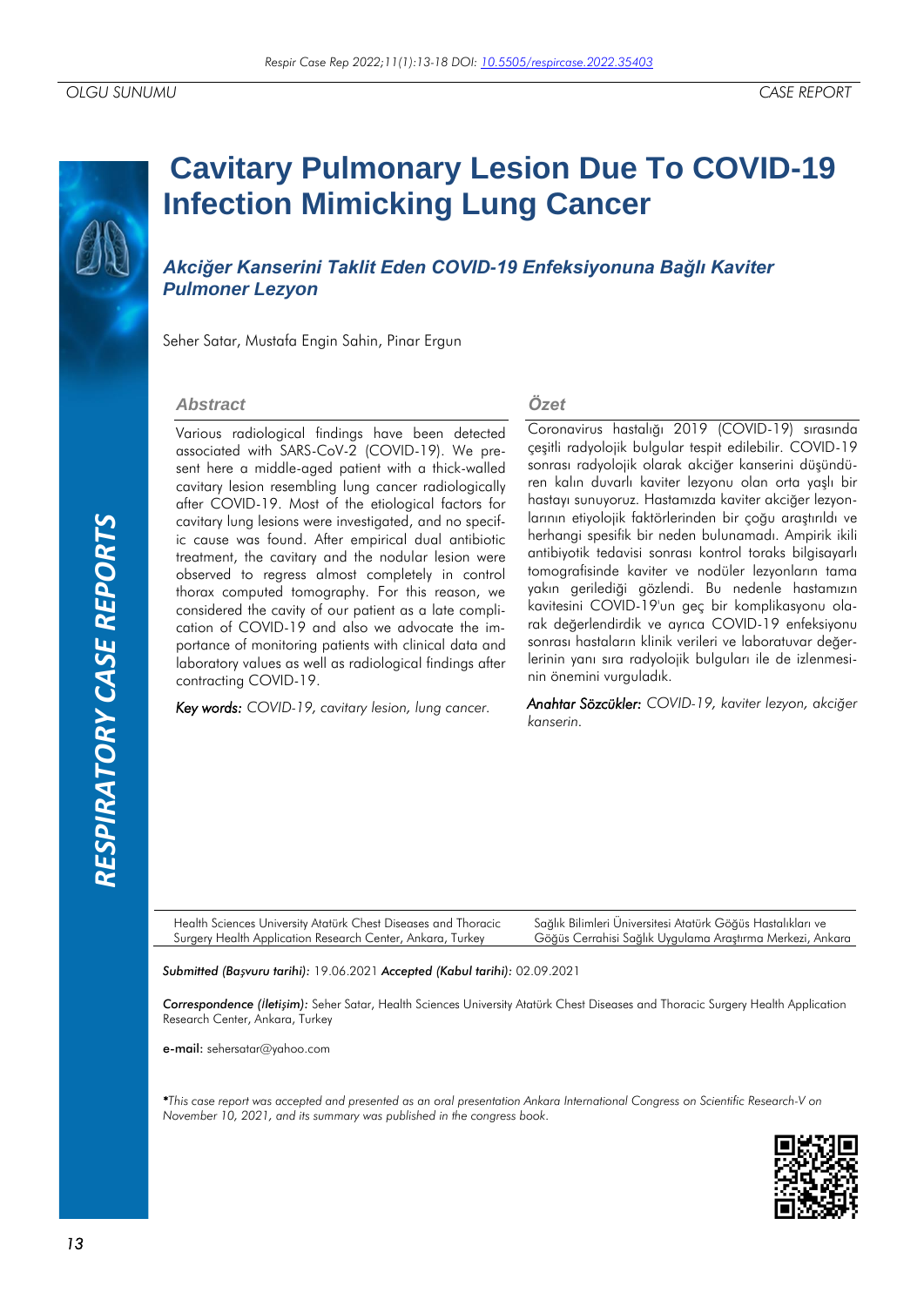OLGU SUNUMU CASE REPORT

# Cavitary Pulmonary Lesion Due To COVID-19 Infection Mimicking Lung Cancer

## *Akciğer Kanserini Taklit Eden COVID-19 Enfeksiyonuna Bağlı Kaviter Pulmoner Lezyon*

Seher Satar, Mustafa Engin Sahin, Pinar Ergun

### Abstract

Various radiological findings have been detected associated with SARS-CoV-2 (COVID-19). We present here a middle-aged patient with a thick-walled cavitary lesion resembling lung cancer radiologically after COVID-19. Most of the etiological factors for cavitary lung lesions were investigated, and no specific cause was found. After empirical dual antibiotic treatment, the cavitary and the nodular lesion were observed to regress almost completely in control thorax computed tomography. For this reason, we considered the cavity of our patient as a late complication of COVID-19 and also we advocate the importance of monitoring patients with clinical data and laboratory values as well as radiological findings after contracting COVID-19.

*Key words: COVID-19, cavitary lesion, lung cancer.*

### Özet

Coronavirus hastalığı 2019 (COVID-19) sırasında çeşitli radyolojik bulgular tespit edilebilir. COVID-19 sonrası radyolojik olarak akciğer kanserini düşündüren kalın duvarlı kaviter lezyonu olan orta yaşlı bir hastayı sunuyoruz. Hastamızda kaviter akciğer lezyonlarının etiyolojik faktörlerinden bir çoğu araştırıldı ve herhangi bir spesifik bir neden bulunamadı. Ampirik ikili antibiyotik tedavisi sonrası kontrol toraks bilgisayarlı tomografisinde kaviter ve nodüler lezyonların tama yakın gerilediği gözlendi. Bu nedenle hastamızın kavitesini COVID-19'un geç bir komplikasyonu olarak değerlendirdik ve ayrıca COVID-19 enfeksiyonu sonrası hastaların klinik verileri ve laboratuvar değerlerinin yanı sıra radyolojik bulguları ile de izlenmesinin önemini vurguladık.

*Anahtar Sözcükler: COVID-19, kaviter lezyon, akciğer kanserin.*

Health Sciences University Atatürk Chest Diseases and Thoracic Surgery Health Application Research Center, Ankara, Turkey

Sağlık Bilimleri Üniversitesi Atatürk Göğüs Hastalıkları ve Göğüs Cerrahisi Sağlık Uygulama Araştırma Merkezi, Ankara

***Submitted (Başvuru tarihi):*** 19.06.2021 ***Accepted (Kabul tarihi):*** 02.09.2021

***Correspondence (İletişim):*** Seher Satar, Health Sciences University Atatürk Chest Diseases and Thoracic Surgery Health Application Research Center, Ankara, Turkey

**e-mail:** sehersatar@yahoo.com

*\*This case report was accepted and presented as an oral presentation Ankara International Congress on Scientific Research-V on November 10, 2021, and its summary was published in the congress book.*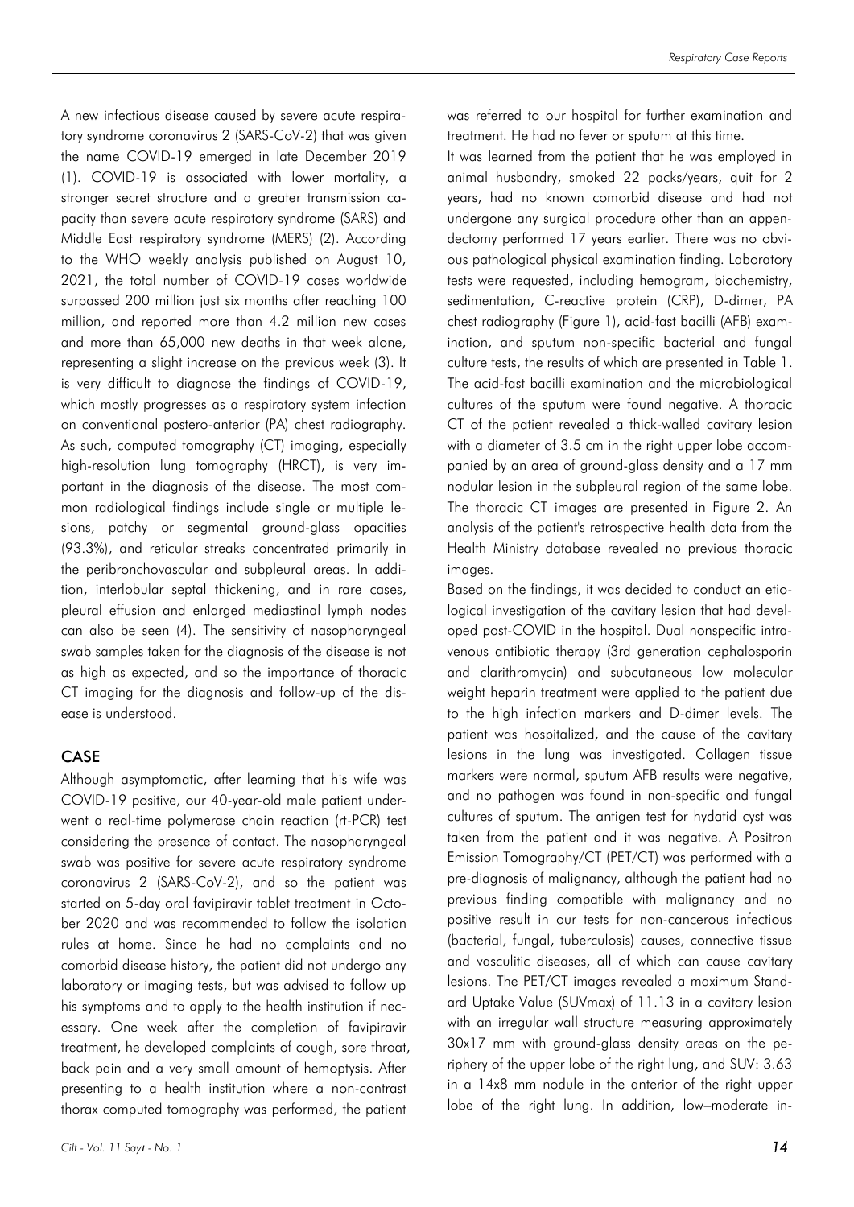A new infectious disease caused by severe acute respiratory syndrome coronavirus 2 (SARS-CoV-2) that was given the name COVID-19 emerged in late December 2019 (1). COVID-19 is associated with lower mortality, a stronger secret structure and a greater transmission capacity than severe acute respiratory syndrome (SARS) and Middle East respiratory syndrome (MERS) (2). According to the WHO weekly analysis published on August 10, 2021, the total number of COVID-19 cases worldwide surpassed 200 million just six months after reaching 100 million, and reported more than 4.2 million new cases and more than 65,000 new deaths in that week alone, representing a slight increase on the previous week (3). It is very difficult to diagnose the findings of COVID-19, which mostly progresses as a respiratory system infection on conventional postero-anterior (PA) chest radiography. As such, computed tomography (CT) imaging, especially high-resolution lung tomography (HRCT), is very important in the diagnosis of the disease. The most common radiological findings include single or multiple lesions, patchy or segmental ground-glass opacities (93.3%), and reticular streaks concentrated primarily in the peribronchovascular and subpleural areas. In addition, interlobular septal thickening, and in rare cases, pleural effusion and enlarged mediastinal lymph nodes can also be seen (4). The sensitivity of nasopharyngeal swab samples taken for the diagnosis of the disease is not as high as expected, and so the importance of thoracic CT imaging for the diagnosis and follow-up of the disease is understood.

## CASE

Although asymptomatic, after learning that his wife was COVID-19 positive, our 40-year-old male patient underwent a real-time polymerase chain reaction (rt-PCR) test considering the presence of contact. The nasopharyngeal swab was positive for severe acute respiratory syndrome coronavirus 2 (SARS-CoV-2), and so the patient was started on 5-day oral favipiravir tablet treatment in October 2020 and was recommended to follow the isolation rules at home. Since he had no complaints and no comorbid disease history, the patient did not undergo any laboratory or imaging tests, but was advised to follow up his symptoms and to apply to the health institution if necessary. One week after the completion of favipiravir treatment, he developed complaints of cough, sore throat, back pain and a very small amount of hemoptysis. After presenting to a health institution where a non-contrast thorax computed tomography was performed, the patient was referred to our hospital for further examination and treatment. He had no fever or sputum at this time.

It was learned from the patient that he was employed in animal husbandry, smoked 22 packs/years, quit for 2 years, had no known comorbid disease and had not undergone any surgical procedure other than an appendectomy performed 17 years earlier. There was no obvious pathological physical examination finding. Laboratory tests were requested, including hemogram, biochemistry, sedimentation, C-reactive protein (CRP), D-dimer, PA chest radiography (Figure 1), acid-fast bacilli (AFB) examination, and sputum non-specific bacterial and fungal culture tests, the results of which are presented in Table 1. The acid-fast bacilli examination and the microbiological cultures of the sputum were found negative. A thoracic CT of the patient revealed a thick-walled cavitary lesion with a diameter of 3.5 cm in the right upper lobe accompanied by an area of ground-glass density and a 17 mm nodular lesion in the subpleural region of the same lobe. The thoracic CT images are presented in Figure 2. An analysis of the patient's retrospective health data from the Health Ministry database revealed no previous thoracic images.

Based on the findings, it was decided to conduct an etiological investigation of the cavitary lesion that had developed post-COVID in the hospital. Dual nonspecific intravenous antibiotic therapy (3rd generation cephalosporin and clarithromycin) and subcutaneous low molecular weight heparin treatment were applied to the patient due to the high infection markers and D-dimer levels. The patient was hospitalized, and the cause of the cavitary lesions in the lung was investigated. Collagen tissue markers were normal, sputum AFB results were negative, and no pathogen was found in non-specific and fungal cultures of sputum. The antigen test for hydatid cyst was taken from the patient and it was negative. A Positron Emission Tomography/CT (PET/CT) was performed with a pre-diagnosis of malignancy, although the patient had no previous finding compatible with malignancy and no positive result in our tests for non-cancerous infectious (bacterial, fungal, tuberculosis) causes, connective tissue and vasculitic diseases, all of which can cause cavitary lesions. The PET/CT images revealed a maximum Standard Uptake Value (SUVmax) of 11.13 in a cavitary lesion with an irregular wall structure measuring approximately 30x17 mm with ground-glass density areas on the periphery of the upper lobe of the right lung, and SUV: 3.63 in a 14x8 mm nodule in the anterior of the right upper lobe of the right lung. In addition, low–moderate in-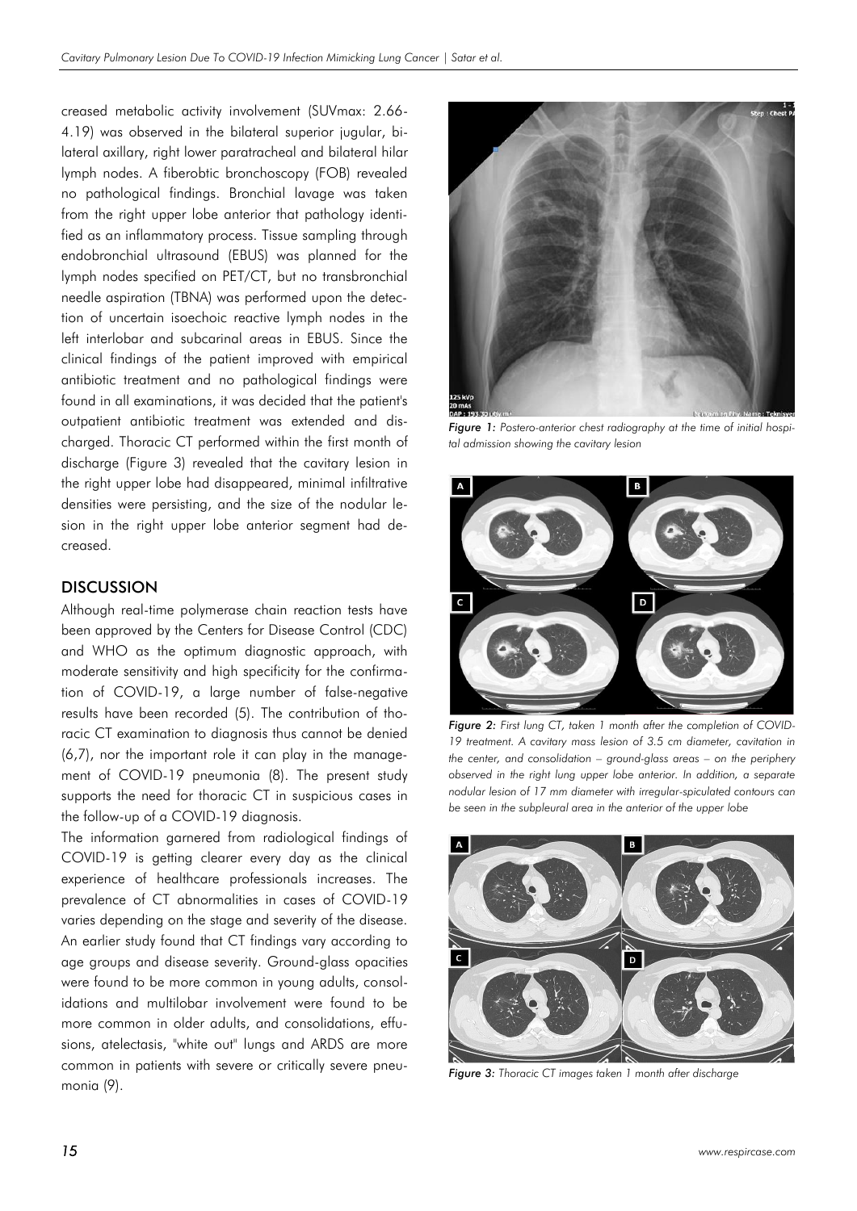creased metabolic activity involvement (SUVmax: 2.66-4.19) was observed in the bilateral superior jugular, bilateral axillary, right lower paratracheal and bilateral hilar lymph nodes. A fiberobtic bronchoscopy (FOB) revealed no pathological findings. Bronchial lavage was taken from the right upper lobe anterior that pathology identified as an inflammatory process. Tissue sampling through endobronchial ultrasound (EBUS) was planned for the lymph nodes specified on PET/CT, but no transbronchial needle aspiration (TBNA) was performed upon the detection of uncertain isoechoic reactive lymph nodes in the left interlobar and subcarinal areas in EBUS. Since the clinical findings of the patient improved with empirical antibiotic treatment and no pathological findings were found in all examinations, it was decided that the patient's outpatient antibiotic treatment was extended and discharged. Thoracic CT performed within the first month of discharge (Figure 3) revealed that the cavitary lesion in the right upper lobe had disappeared, minimal infiltrative densities were persisting, and the size of the nodular lesion in the right upper lobe anterior segment had decreased.

## DISCUSSION

Although real-time polymerase chain reaction tests have been approved by the Centers for Disease Control (CDC) and WHO as the optimum diagnostic approach, with moderate sensitivity and high specificity for the confirmation of COVID-19, a large number of false-negative results have been recorded (5). The contribution of thoracic CT examination to diagnosis thus cannot be denied (6,7), nor the important role it can play in the management of COVID-19 pneumonia (8). The present study supports the need for thoracic CT in suspicious cases in the follow-up of a COVID-19 diagnosis.

The information garnered from radiological findings of COVID-19 is getting clearer every day as the clinical experience of healthcare professionals increases. The prevalence of CT abnormalities in cases of COVID-19 varies depending on the stage and severity of the disease. An earlier study found that CT findings vary according to age groups and disease severity. Ground-glass opacities were found to be more common in young adults, consolidations and multilobar involvement were found to be more common in older adults, and consolidations, effusions, atelectasis, "white out" lungs and ARDS are more common in patients with severe or critically severe pneumonia (9).

***Figure 1:*** *Postero-anterior chest radiography at the time of initial hospital admission showing the cavitary lesion*

***Figure 2:*** *First lung CT, taken 1 month after the completion of COVID-19 treatment. A cavitary mass lesion of 3.5 cm diameter, cavitation in the center, and consolidation – ground-glass areas – on the periphery observed in the right lung upper lobe anterior. In addition, a separate nodular lesion of 17 mm diameter with irregular-spiculated contours can be seen in the subpleural area in the anterior of the upper lobe*

***Figure 3:*** *Thoracic CT images taken 1 month after discharge*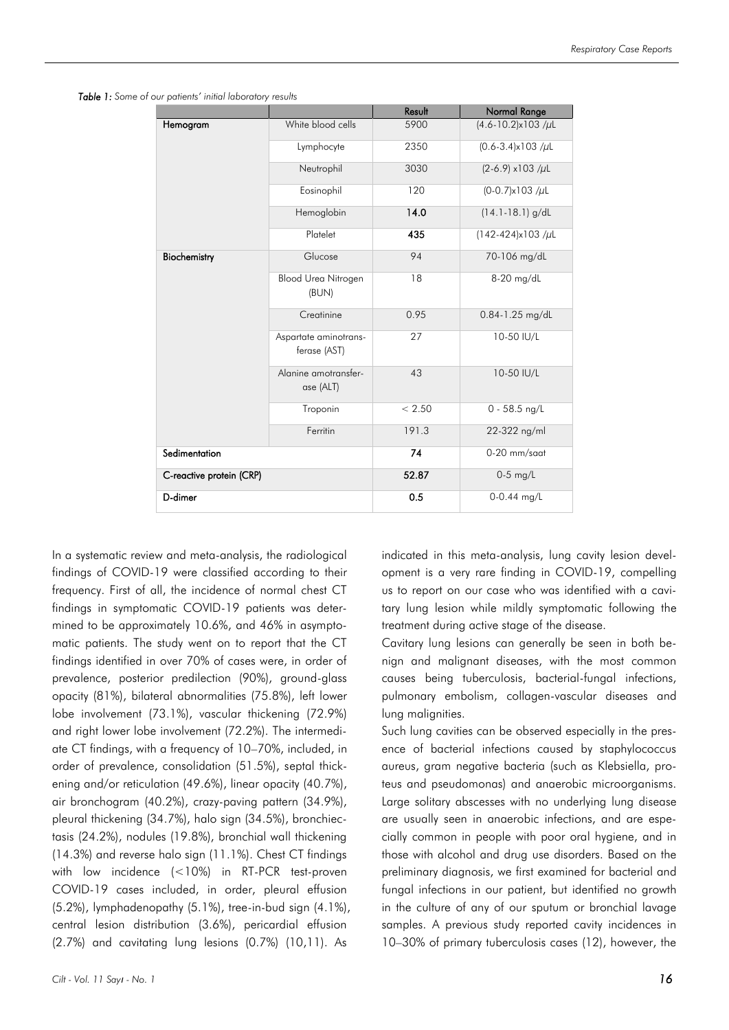*Table 1: Some of our patients' initial laboratory results*

| | | Result | Normal Range |
|---|---|---|---|
| **Hemogram** | White blood cells | 5900 | (4.6-10.2)x103 /µL |
| | Lymphocyte | 2350 | (0.6-3.4)x103 /µL |
| | Neutrophil | 3030 | (2-6.9) x103 /µL |
| | Eosinophil | 120 | (0-0.7)x103 /µL |
| | Hemoglobin | **14.0** | (14.1-18.1) g/dL |
| | Platelet | **435** | (142-424)x103 /µL |
| **Biochemistry** | Glucose | 94 | 70-106 mg/dL |
| | Blood Urea Nitrogen (BUN) | 18 | 8-20 mg/dL |
| | Creatinine | 0.95 | 0.84-1.25 mg/dL |
| | Aspartate aminotransferase (AST) | 27 | 10-50 IU/L |
| | Alanine amotransferase (ALT) | 43 | 10-50 IU/L |
| | Troponin | < 2.50 | 0 - 58.5 ng/L |
| | Ferritin | 191.3 | 22-322 ng/ml |
| **Sedimentation** | | **74** | 0-20 mm/saat |
| **C-reactive protein (CRP)** | | **52.87** | 0-5 mg/L |
| **D-dimer** | | **0.5** | 0-0.44 mg/L |

In a systematic review and meta-analysis, the radiological findings of COVID-19 were classified according to their frequency. First of all, the incidence of normal chest CT findings in symptomatic COVID-19 patients was determined to be approximately 10.6%, and 46% in asymptomatic patients. The study went on to report that the CT findings identified in over 70% of cases were, in order of prevalence, posterior predilection (90%), ground-glass opacity (81%), bilateral abnormalities (75.8%), left lower lobe involvement (73.1%), vascular thickening (72.9%) and right lower lobe involvement (72.2%). The intermediate CT findings, with a frequency of 10–70%, included, in order of prevalence, consolidation (51.5%), septal thickening and/or reticulation (49.6%), linear opacity (40.7%), air bronchogram (40.2%), crazy-paving pattern (34.9%), pleural thickening (34.7%), halo sign (34.5%), bronchiectasis (24.2%), nodules (19.8%), bronchial wall thickening (14.3%) and reverse halo sign (11.1%). Chest CT findings with low incidence (<10%) in RT-PCR test-proven COVID-19 cases included, in order, pleural effusion (5.2%), lymphadenopathy (5.1%), tree-in-bud sign (4.1%), central lesion distribution (3.6%), pericardial effusion (2.7%) and cavitating lung lesions (0.7%) (10,11). As indicated in this meta-analysis, lung cavity lesion development is a very rare finding in COVID-19, compelling us to report on our case who was identified with a cavitary lung lesion while mildly symptomatic following the treatment during active stage of the disease.

Cavitary lung lesions can generally be seen in both benign and malignant diseases, with the most common causes being tuberculosis, bacterial-fungal infections, pulmonary embolism, collagen-vascular diseases and lung malignities.

Such lung cavities can be observed especially in the presence of bacterial infections caused by staphylococcus aureus, gram negative bacteria (such as Klebsiella, proteus and pseudomonas) and anaerobic microorganisms. Large solitary abscesses with no underlying lung disease are usually seen in anaerobic infections, and are especially common in people with poor oral hygiene, and in those with alcohol and drug use disorders. Based on the preliminary diagnosis, we first examined for bacterial and fungal infections in our patient, but identified no growth in the culture of any of our sputum or bronchial lavage samples. A previous study reported cavity incidences in 10–30% of primary tuberculosis cases (12), however, the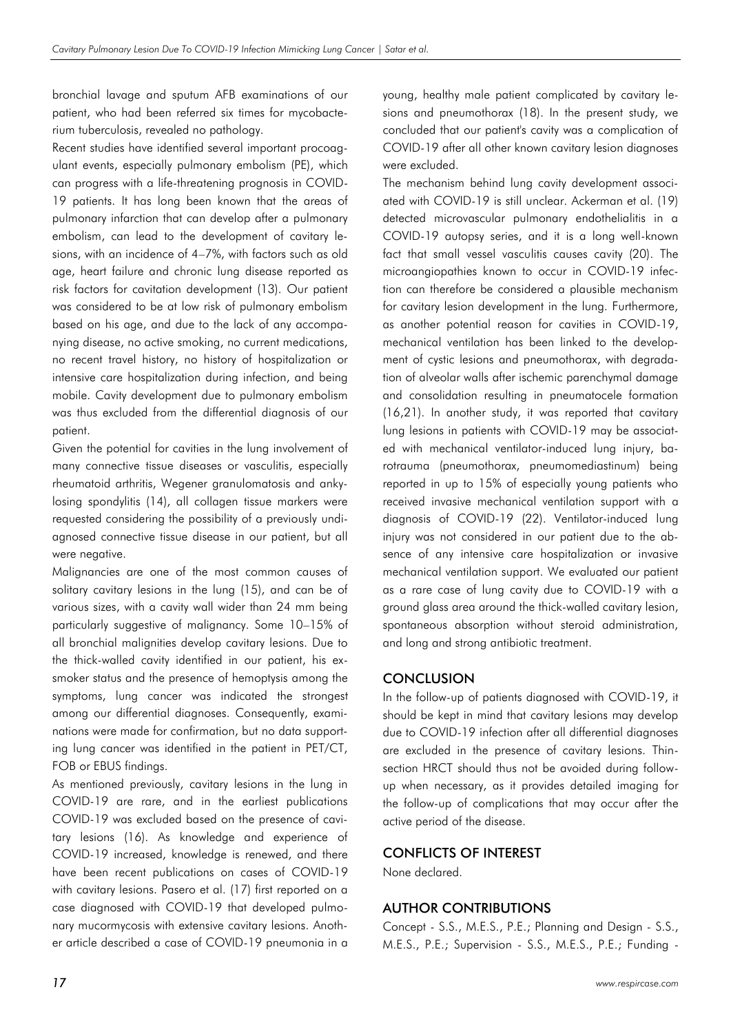bronchial lavage and sputum AFB examinations of our patient, who had been referred six times for mycobacterium tuberculosis, revealed no pathology.

Recent studies have identified several important procoagulant events, especially pulmonary embolism (PE), which can progress with a life-threatening prognosis in COVID-19 patients. It has long been known that the areas of pulmonary infarction that can develop after a pulmonary embolism, can lead to the development of cavitary lesions, with an incidence of 4–7%, with factors such as old age, heart failure and chronic lung disease reported as risk factors for cavitation development (13). Our patient was considered to be at low risk of pulmonary embolism based on his age, and due to the lack of any accompanying disease, no active smoking, no current medications, no recent travel history, no history of hospitalization or intensive care hospitalization during infection, and being mobile. Cavity development due to pulmonary embolism was thus excluded from the differential diagnosis of our patient.

Given the potential for cavities in the lung involvement of many connective tissue diseases or vasculitis, especially rheumatoid arthritis, Wegener granulomatosis and ankylosing spondylitis (14), all collagen tissue markers were requested considering the possibility of a previously undiagnosed connective tissue disease in our patient, but all were negative.

Malignancies are one of the most common causes of solitary cavitary lesions in the lung (15), and can be of various sizes, with a cavity wall wider than 24 mm being particularly suggestive of malignancy. Some 10–15% of all bronchial malignities develop cavitary lesions. Due to the thick-walled cavity identified in our patient, his ex-smoker status and the presence of hemoptysis among the symptoms, lung cancer was indicated the strongest among our differential diagnoses. Consequently, examinations were made for confirmation, but no data supporting lung cancer was identified in the patient in PET/CT, FOB or EBUS findings.

As mentioned previously, cavitary lesions in the lung in COVID-19 are rare, and in the earliest publications COVID-19 was excluded based on the presence of cavitary lesions (16). As knowledge and experience of COVID-19 increased, knowledge is renewed, and there have been recent publications on cases of COVID-19 with cavitary lesions. Pasero et al. (17) first reported on a case diagnosed with COVID-19 that developed pulmonary mucormycosis with extensive cavitary lesions. Another article described a case of COVID-19 pneumonia in a young, healthy male patient complicated by cavitary lesions and pneumothorax (18). In the present study, we concluded that our patient's cavity was a complication of COVID-19 after all other known cavitary lesion diagnoses were excluded.

The mechanism behind lung cavity development associated with COVID-19 is still unclear. Ackerman et al. (19) detected microvascular pulmonary endothelialitis in a COVID-19 autopsy series, and it is a long well-known fact that small vessel vasculitis causes cavity (20). The microangiopathies known to occur in COVID-19 infection can therefore be considered a plausible mechanism for cavitary lesion development in the lung. Furthermore, as another potential reason for cavities in COVID-19, mechanical ventilation has been linked to the development of cystic lesions and pneumothorax, with degradation of alveolar walls after ischemic parenchymal damage and consolidation resulting in pneumatocele formation (16,21). In another study, it was reported that cavitary lung lesions in patients with COVID-19 may be associated with mechanical ventilator-induced lung injury, barotrauma (pneumothorax, pneumomediastinum) being reported in up to 15% of especially young patients who received invasive mechanical ventilation support with a diagnosis of COVID-19 (22). Ventilator-induced lung injury was not considered in our patient due to the absence of any intensive care hospitalization or invasive mechanical ventilation support. We evaluated our patient as a rare case of lung cavity due to COVID-19 with a ground glass area around the thick-walled cavitary lesion, spontaneous absorption without steroid administration, and long and strong antibiotic treatment.

## CONCLUSION

In the follow-up of patients diagnosed with COVID-19, it should be kept in mind that cavitary lesions may develop due to COVID-19 infection after all differential diagnoses are excluded in the presence of cavitary lesions. Thin-section HRCT should thus not be avoided during follow-up when necessary, as it provides detailed imaging for the follow-up of complications that may occur after the active period of the disease.

## CONFLICTS OF INTEREST

None declared.

## AUTHOR CONTRIBUTIONS

Concept - S.S., M.E.S., P.E.; Planning and Design - S.S., M.E.S., P.E.; Supervision - S.S., M.E.S., P.E.; Funding -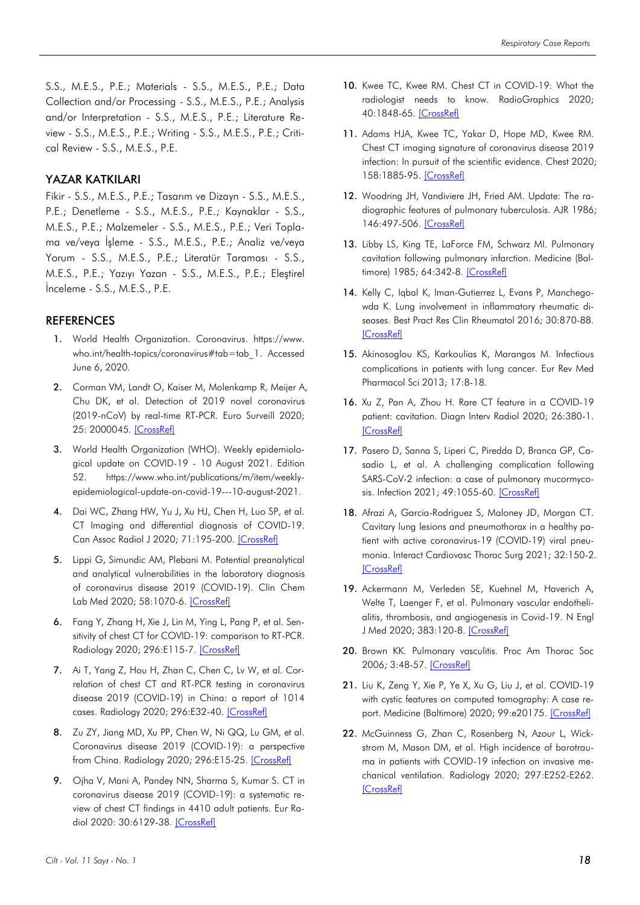S.S., M.E.S., P.E.; Materials - S.S., M.E.S., P.E.; Data Collection and/or Processing - S.S., M.E.S., P.E.; Analysis and/or Interpretation - S.S., M.E.S., P.E.; Literature Review - S.S., M.E.S., P.E.; Writing - S.S., M.E.S., P.E.; Critical Review - S.S., M.E.S., P.E.

## YAZAR KATKILARI

Fikir - S.S., M.E.S., P.E.; Tasarım ve Dizayn - S.S., M.E.S., P.E.; Denetleme - S.S., M.E.S., P.E.; Kaynaklar - S.S., M.E.S., P.E.; Malzemeler - S.S., M.E.S., P.E.; Veri Toplama ve/veya İşleme - S.S., M.E.S., P.E.; Analiz ve/veya Yorum - S.S., M.E.S., P.E.; Literatür Taraması - S.S., M.E.S., P.E.; Yazıyı Yazan - S.S., M.E.S., P.E.; Eleştirel İnceleme - S.S., M.E.S., P.E.

## REFERENCES

1. World Health Organization. Coronavirus. https://www.who.int/health-topics/coronavirus#tab=tab_1. Accessed June 6, 2020.
2. Corman VM, Landt O, Kaiser M, Molenkamp R, Meijer A, Chu DK, et al. Detection of 2019 novel coronavirus (2019-nCoV) by real-time RT-PCR. Euro Surveill 2020; 25: 2000045. [CrossRef]
3. World Health Organization (WHO). Weekly epidemiological update on COVID-19 - 10 August 2021. Edition 52. https://www.who.int/publications/m/item/weekly-epidemiological-update-on-covid-19---10-august-2021.
4. Dai WC, Zhang HW, Yu J, Xu HJ, Chen H, Luo SP, et al. CT Imaging and differential diagnosis of COVID-19. Can Assoc Radiol J 2020; 71:195-200. [CrossRef]
5. Lippi G, Simundic AM, Plebani M. Potential preanalytical and analytical vulnerabilities in the laboratory diagnosis of coronavirus disease 2019 (COVID-19). Clin Chem Lab Med 2020; 58:1070-6. [CrossRef]
6. Fang Y, Zhang H, Xie J, Lin M, Ying L, Pang P, et al. Sensitivity of chest CT for COVID-19: comparison to RT-PCR. Radiology 2020; 296:E115-7. [CrossRef]
7. Ai T, Yang Z, Hou H, Zhan C, Chen C, Lv W, et al. Correlation of chest CT and RT-PCR testing in coronavirus disease 2019 (COVID-19) in China: a report of 1014 cases. Radiology 2020; 296:E32-40. [CrossRef]
8. Zu ZY, Jiang MD, Xu PP, Chen W, Ni QQ, Lu GM, et al. Coronavirus disease 2019 (COVID-19): a perspective from China. Radiology 2020; 296:E15-25. [CrossRef]
9. Ojha V, Mani A, Pandey NN, Sharma S, Kumar S. CT in coronavirus disease 2019 (COVID-19): a systematic review of chest CT findings in 4410 adult patients. Eur Radiol 2020: 30:6129-38. [CrossRef]
10. Kwee TC, Kwee RM. Chest CT in COVID-19: What the radiologist needs to know. RadioGraphics 2020; 40:1848-65. [CrossRef]
11. Adams HJA, Kwee TC, Yakar D, Hope MD, Kwee RM. Chest CT imaging signature of coronavirus disease 2019 infection: In pursuit of the scientific evidence. Chest 2020; 158:1885-95. [CrossRef]
12. Woodring JH, Vandiviere JH, Fried AM. Update: The radiographic features of pulmonary tuberculosis. AJR 1986; 146:497-506. [CrossRef]
13. Libby LS, King TE, LaForce FM, Schwarz MI. Pulmonary cavitation following pulmonary infarction. Medicine (Baltimore) 1985; 64:342-8. [CrossRef]
14. Kelly C, Iqbal K, Iman-Gutierrez L, Evans P, Manchegowda K. Lung involvement in inflammatory rheumatic diseases. Best Pract Res Clin Rheumatol 2016; 30:870-88. [CrossRef]
15. Akinosoglou KS, Karkoulias K, Marangos M. Infectious complications in patients with lung cancer. Eur Rev Med Pharmacol Sci 2013; 17:8-18.
16. Xu Z, Pan A, Zhou H. Rare CT feature in a COVID-19 patient: cavitation. Diagn Interv Radiol 2020; 26:380-1. [CrossRef]
17. Pasero D, Sanna S, Liperi C, Piredda D, Branca GP, Casadio L, et al. A challenging complication following SARS-CoV-2 infection: a case of pulmonary mucormycosis. Infection 2021; 49:1055-60. [CrossRef]
18. Afrazi A, Garcia-Rodriguez S, Maloney JD, Morgan CT. Cavitary lung lesions and pneumothorax in a healthy patient with active coronavirus-19 (COVID-19) viral pneumonia. Interact Cardiovasc Thorac Surg 2021; 32:150-2. [CrossRef]
19. Ackermann M, Verleden SE, Kuehnel M, Haverich A, Welte T, Laenger F, et al. Pulmonary vascular endothelialitis, thrombosis, and angiogenesis in Covid-19. N Engl J Med 2020; 383:120-8. [CrossRef]
20. Brown KK. Pulmonary vasculitis. Proc Am Thorac Soc 2006; 3:48-57. [CrossRef]
21. Liu K, Zeng Y, Xie P, Ye X, Xu G, Liu J, et al. COVID-19 with cystic features on computed tomography: A case report. Medicine (Baltimore) 2020; 99:e20175. [CrossRef]
22. McGuinness G, Zhan C, Rosenberg N, Azour L, Wickstrom M, Mason DM, et al. High incidence of barotrauma in patients with COVID-19 infection on invasive mechanical ventilation. Radiology 2020; 297:E252-E262. [CrossRef]